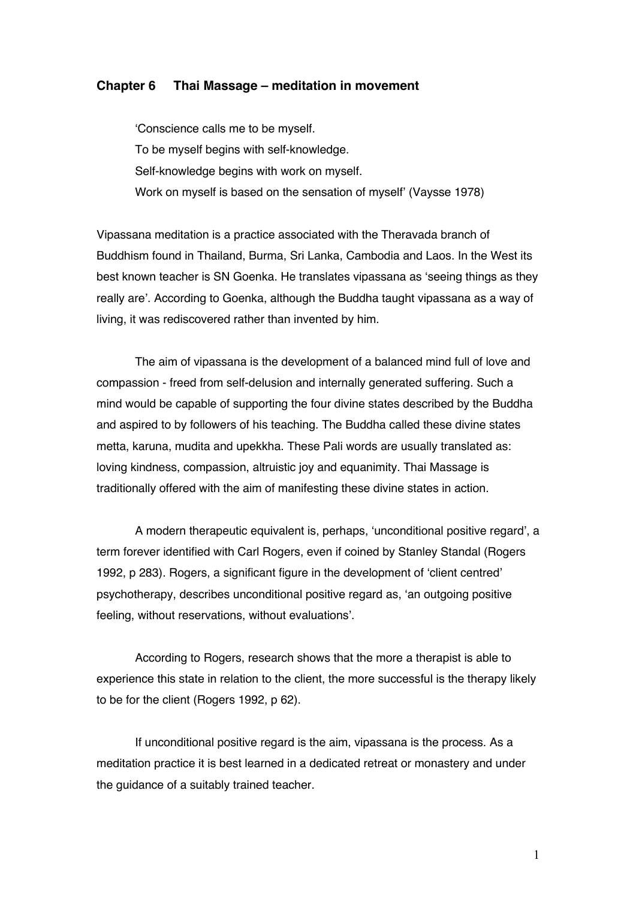## Chapter 6 Thai Massage – meditation in movement

> 'Conscience calls me to be myself.
> To be myself begins with self-knowledge.
> Self-knowledge begins with work on myself.
> Work on myself is based on the sensation of myself' (Vaysse 1978)

Vipassana meditation is a practice associated with the Theravada branch of Buddhism found in Thailand, Burma, Sri Lanka, Cambodia and Laos. In the West its best known teacher is SN Goenka. He translates vipassana as 'seeing things as they really are'. According to Goenka, although the Buddha taught vipassana as a way of living, it was rediscovered rather than invented by him.

The aim of vipassana is the development of a balanced mind full of love and compassion - freed from self-delusion and internally generated suffering. Such a mind would be capable of supporting the four divine states described by the Buddha and aspired to by followers of his teaching. The Buddha called these divine states metta, karuna, mudita and upekkha. These Pali words are usually translated as: loving kindness, compassion, altruistic joy and equanimity. Thai Massage is traditionally offered with the aim of manifesting these divine states in action.

A modern therapeutic equivalent is, perhaps, 'unconditional positive regard', a term forever identified with Carl Rogers, even if coined by Stanley Standal (Rogers 1992, p 283). Rogers, a significant figure in the development of 'client centred' psychotherapy, describes unconditional positive regard as, 'an outgoing positive feeling, without reservations, without evaluations'.

According to Rogers, research shows that the more a therapist is able to experience this state in relation to the client, the more successful is the therapy likely to be for the client (Rogers 1992, p 62).

If unconditional positive regard is the aim, vipassana is the process. As a meditation practice it is best learned in a dedicated retreat or monastery and under the guidance of a suitably trained teacher.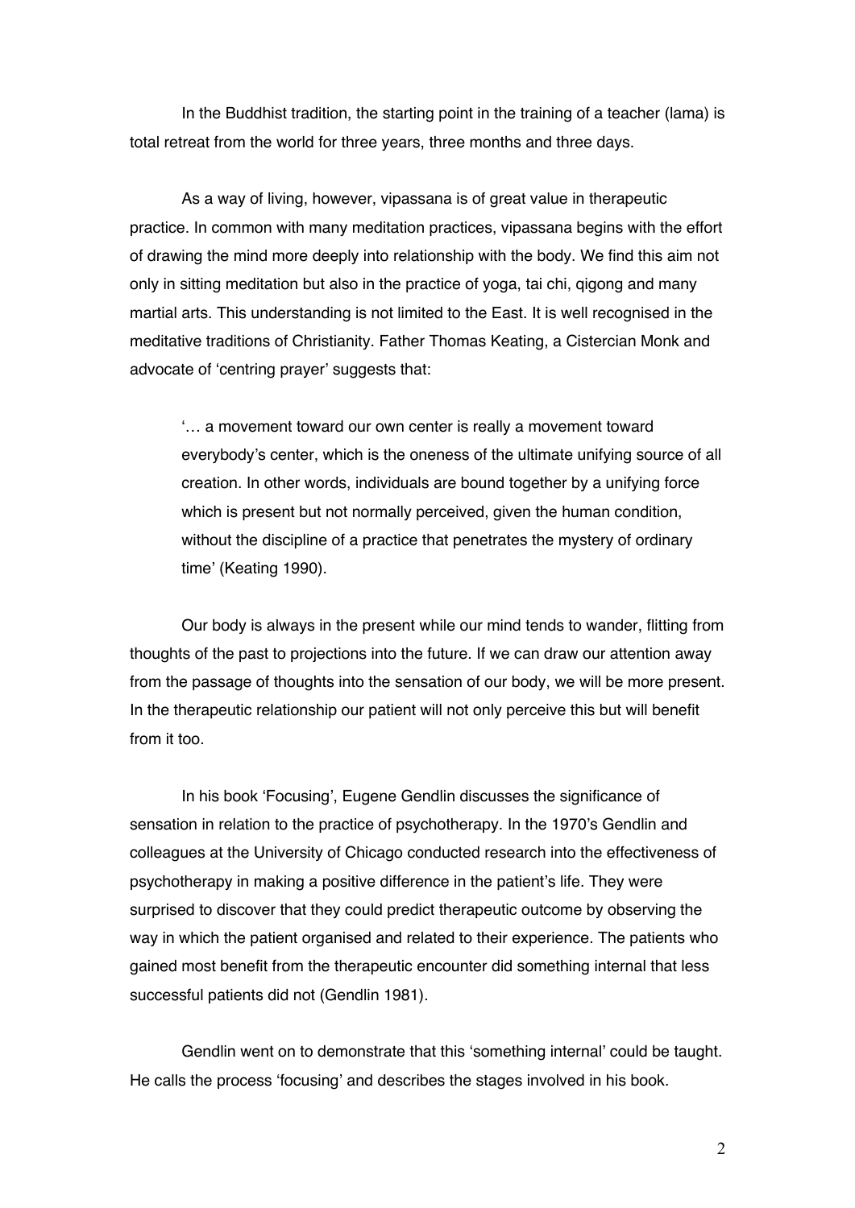In the Buddhist tradition, the starting point in the training of a teacher (lama) is total retreat from the world for three years, three months and three days.

As a way of living, however, vipassana is of great value in therapeutic practice. In common with many meditation practices, vipassana begins with the effort of drawing the mind more deeply into relationship with the body. We find this aim not only in sitting meditation but also in the practice of yoga, tai chi, qigong and many martial arts. This understanding is not limited to the East. It is well recognised in the meditative traditions of Christianity. Father Thomas Keating, a Cistercian Monk and advocate of 'centring prayer' suggests that:

> '… a movement toward our own center is really a movement toward everybody's center, which is the oneness of the ultimate unifying source of all creation. In other words, individuals are bound together by a unifying force which is present but not normally perceived, given the human condition, without the discipline of a practice that penetrates the mystery of ordinary time' (Keating 1990).

Our body is always in the present while our mind tends to wander, flitting from thoughts of the past to projections into the future. If we can draw our attention away from the passage of thoughts into the sensation of our body, we will be more present. In the therapeutic relationship our patient will not only perceive this but will benefit from it too.

In his book 'Focusing', Eugene Gendlin discusses the significance of sensation in relation to the practice of psychotherapy. In the 1970's Gendlin and colleagues at the University of Chicago conducted research into the effectiveness of psychotherapy in making a positive difference in the patient's life. They were surprised to discover that they could predict therapeutic outcome by observing the way in which the patient organised and related to their experience. The patients who gained most benefit from the therapeutic encounter did something internal that less successful patients did not (Gendlin 1981).

Gendlin went on to demonstrate that this 'something internal' could be taught. He calls the process 'focusing' and describes the stages involved in his book.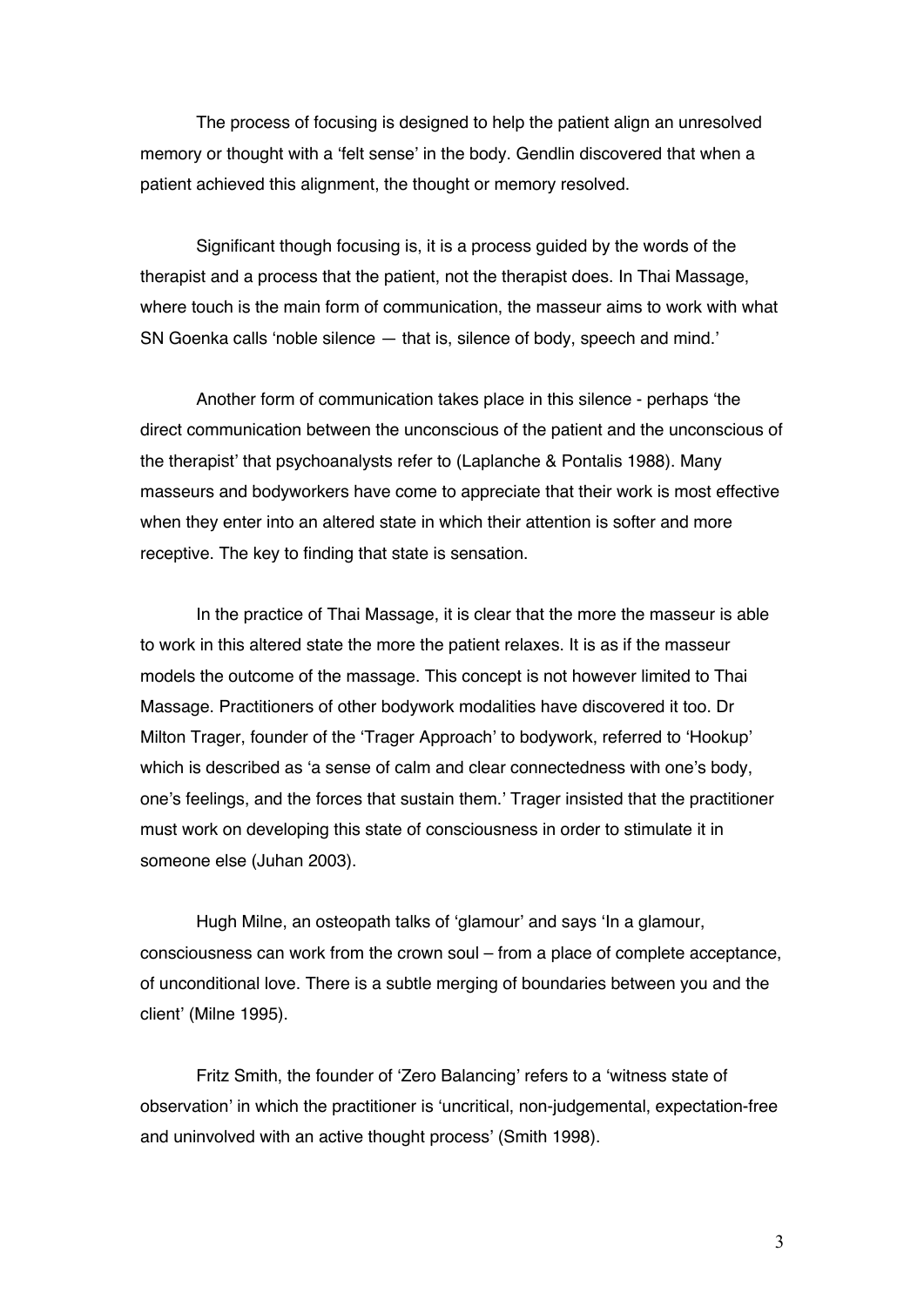The process of focusing is designed to help the patient align an unresolved memory or thought with a 'felt sense' in the body. Gendlin discovered that when a patient achieved this alignment, the thought or memory resolved.

Significant though focusing is, it is a process guided by the words of the therapist and a process that the patient, not the therapist does. In Thai Massage, where touch is the main form of communication, the masseur aims to work with what SN Goenka calls 'noble silence — that is, silence of body, speech and mind.'

Another form of communication takes place in this silence - perhaps 'the direct communication between the unconscious of the patient and the unconscious of the therapist' that psychoanalysts refer to (Laplanche & Pontalis 1988). Many masseurs and bodyworkers have come to appreciate that their work is most effective when they enter into an altered state in which their attention is softer and more receptive. The key to finding that state is sensation.

In the practice of Thai Massage, it is clear that the more the masseur is able to work in this altered state the more the patient relaxes. It is as if the masseur models the outcome of the massage. This concept is not however limited to Thai Massage. Practitioners of other bodywork modalities have discovered it too. Dr Milton Trager, founder of the 'Trager Approach' to bodywork, referred to 'Hookup' which is described as 'a sense of calm and clear connectedness with one's body, one's feelings, and the forces that sustain them.' Trager insisted that the practitioner must work on developing this state of consciousness in order to stimulate it in someone else (Juhan 2003).

Hugh Milne, an osteopath talks of 'glamour' and says 'In a glamour, consciousness can work from the crown soul – from a place of complete acceptance, of unconditional love. There is a subtle merging of boundaries between you and the client' (Milne 1995).

Fritz Smith, the founder of 'Zero Balancing' refers to a 'witness state of observation' in which the practitioner is 'uncritical, non-judgemental, expectation-free and uninvolved with an active thought process' (Smith 1998).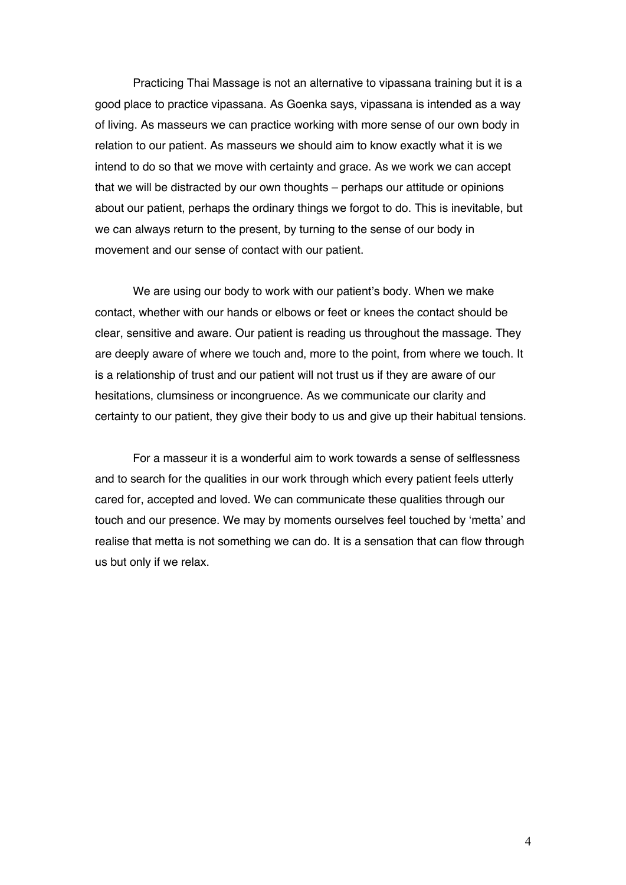Practicing Thai Massage is not an alternative to vipassana training but it is a good place to practice vipassana. As Goenka says, vipassana is intended as a way of living. As masseurs we can practice working with more sense of our own body in relation to our patient. As masseurs we should aim to know exactly what it is we intend to do so that we move with certainty and grace. As we work we can accept that we will be distracted by our own thoughts – perhaps our attitude or opinions about our patient, perhaps the ordinary things we forgot to do. This is inevitable, but we can always return to the present, by turning to the sense of our body in movement and our sense of contact with our patient.

We are using our body to work with our patient's body. When we make contact, whether with our hands or elbows or feet or knees the contact should be clear, sensitive and aware. Our patient is reading us throughout the massage. They are deeply aware of where we touch and, more to the point, from where we touch. It is a relationship of trust and our patient will not trust us if they are aware of our hesitations, clumsiness or incongruence. As we communicate our clarity and certainty to our patient, they give their body to us and give up their habitual tensions.

For a masseur it is a wonderful aim to work towards a sense of selflessness and to search for the qualities in our work through which every patient feels utterly cared for, accepted and loved. We can communicate these qualities through our touch and our presence. We may by moments ourselves feel touched by 'metta' and realise that metta is not something we can do. It is a sensation that can flow through us but only if we relax.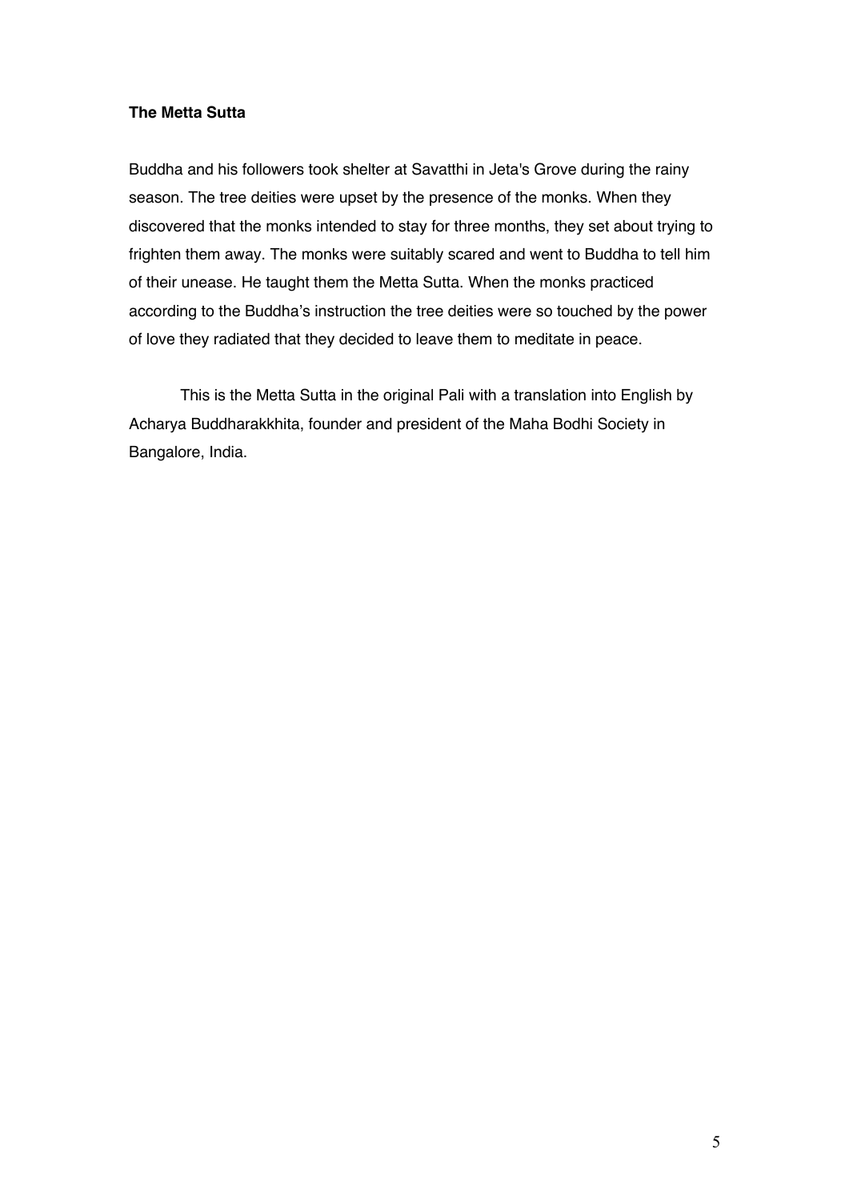**The Metta Sutta**

Buddha and his followers took shelter at Savatthi in Jeta's Grove during the rainy season. The tree deities were upset by the presence of the monks. When they discovered that the monks intended to stay for three months, they set about trying to frighten them away. The monks were suitably scared and went to Buddha to tell him of their unease. He taught them the Metta Sutta. When the monks practiced according to the Buddha's instruction the tree deities were so touched by the power of love they radiated that they decided to leave them to meditate in peace.

This is the Metta Sutta in the original Pali with a translation into English by Acharya Buddharakkhita, founder and president of the Maha Bodhi Society in Bangalore, India.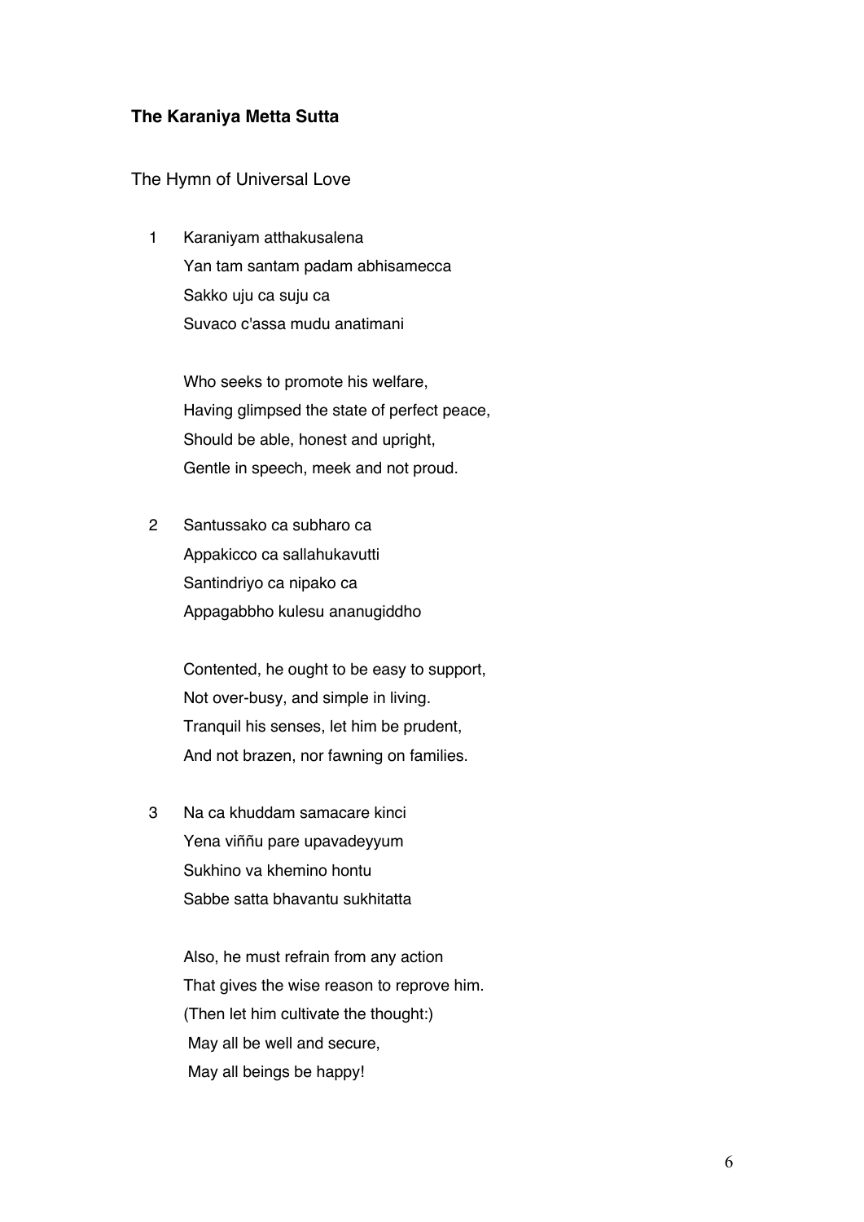**The Karaniya Metta Sutta**

The Hymn of Universal Love

1 Karaniyam atthakusalena
Yan tam santam padam abhisamecca
Sakko uju ca suju ca
Suvaco c'assa mudu anatimani

Who seeks to promote his welfare,
Having glimpsed the state of perfect peace,
Should be able, honest and upright,
Gentle in speech, meek and not proud.

2 Santussako ca subharo ca
Appakicco ca sallahukavutti
Santindriyo ca nipako ca
Appagabbho kulesu ananugiddho

Contented, he ought to be easy to support,
Not over-busy, and simple in living.
Tranquil his senses, let him be prudent,
And not brazen, nor fawning on families.

3 Na ca khuddam samacare kinci
Yena viññu pare upavadeyyum
Sukhino va khemino hontu
Sabbe satta bhavantu sukhitatta

Also, he must refrain from any action
That gives the wise reason to reprove him.
(Then let him cultivate the thought:)
May all be well and secure,
May all beings be happy!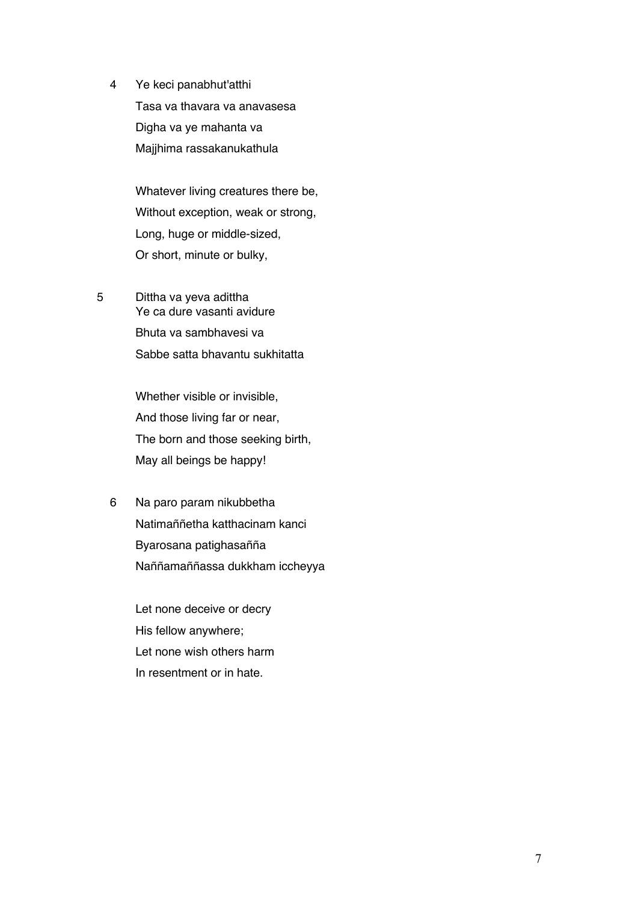4 Ye keci panabhut'atthi  
Tasa va thavara va anavasesa  
Digha va ye mahanta va  
Majjhima rassakanukathula

Whatever living creatures there be,  
Without exception, weak or strong,  
Long, huge or middle-sized,  
Or short, minute or bulky,

5 Dittha va yeva adittha  
Ye ca dure vasanti avidure  
Bhuta va sambhavesi va  
Sabbe satta bhavantu sukhitatta

Whether visible or invisible,  
And those living far or near,  
The born and those seeking birth,  
May all beings be happy!

6 Na paro param nikubbetha  
Natimaññetha katthacinam kanci  
Byarosana patighasañña  
Naññamaññassa dukkham iccheyya

Let none deceive or decry  
His fellow anywhere;  
Let none wish others harm  
In resentment or in hate.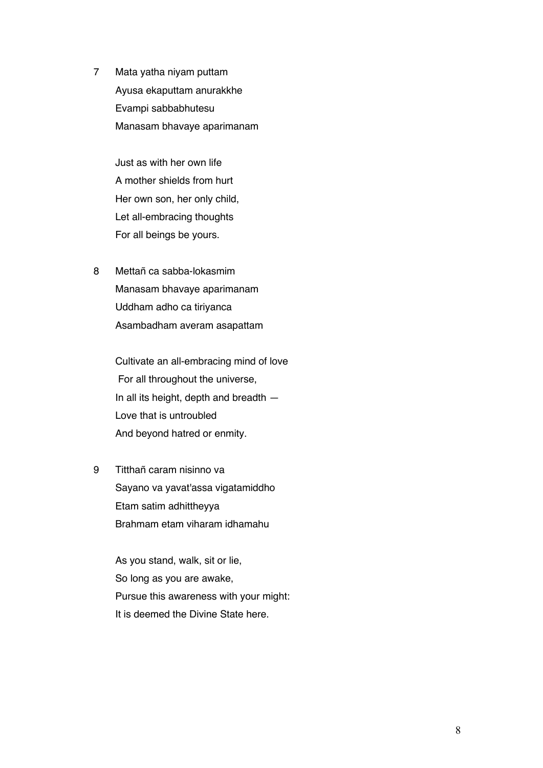7 Mata yatha niyam puttam
Ayusa ekaputtam anurakkhe
Evampi sabbabhutesu
Manasam bhavaye aparimanam

Just as with her own life
A mother shields from hurt
Her own son, her only child,
Let all-embracing thoughts
For all beings be yours.

8 Mettañ ca sabba-lokasmim
Manasam bhavaye aparimanam
Uddham adho ca tiriyanca
Asambadham averam asapattam

Cultivate an all-embracing mind of love
For all throughout the universe,
In all its height, depth and breadth —
Love that is untroubled
And beyond hatred or enmity.

9 Titthañ caram nisinno va
Sayano va yavat'assa vigatamiddho
Etam satim adhittheyya
Brahmam etam viharam idhamahu

As you stand, walk, sit or lie,
So long as you are awake,
Pursue this awareness with your might:
It is deemed the Divine State here.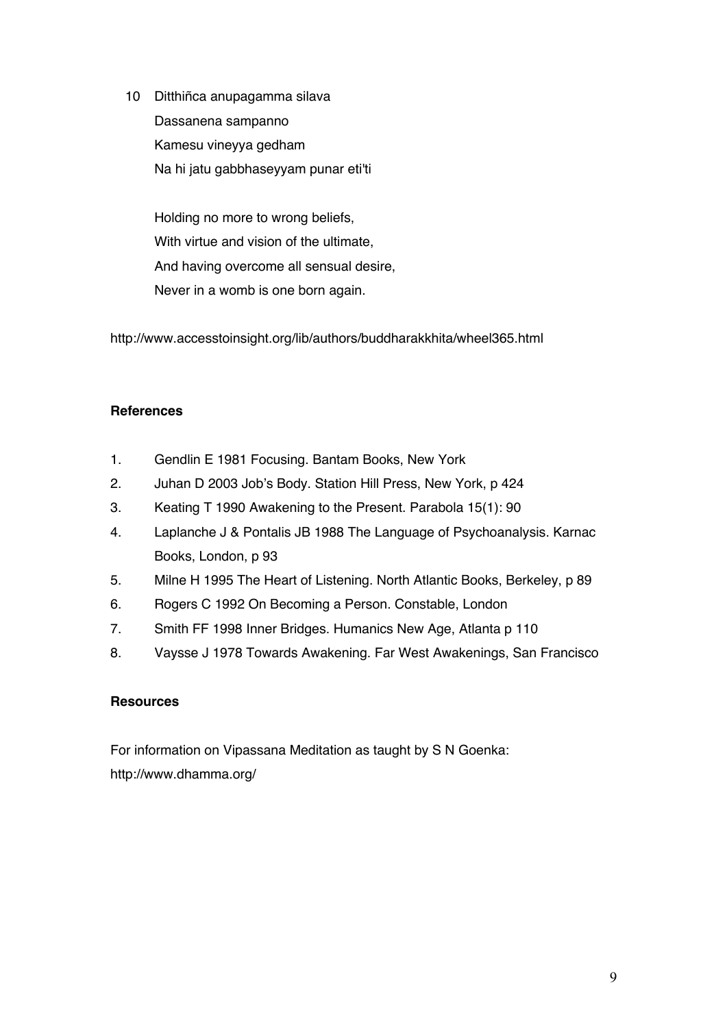10 Ditthiñca anupagamma silava
Dassanena sampanno
Kamesu vineyya gedham
Na hi jatu gabbhaseyyam punar eti'ti

Holding no more to wrong beliefs,
With virtue and vision of the ultimate,
And having overcome all sensual desire,
Never in a womb is one born again.

http://www.accesstoinsight.org/lib/authors/buddharakkhita/wheel365.html

**References**

1. Gendlin E 1981 Focusing. Bantam Books, New York
2. Juhan D 2003 Job's Body. Station Hill Press, New York, p 424
3. Keating T 1990 Awakening to the Present. Parabola 15(1): 90
4. Laplanche J & Pontalis JB 1988 The Language of Psychoanalysis. Karnac Books, London, p 93
5. Milne H 1995 The Heart of Listening. North Atlantic Books, Berkeley, p 89
6. Rogers C 1992 On Becoming a Person. Constable, London
7. Smith FF 1998 Inner Bridges. Humanics New Age, Atlanta p 110
8. Vaysse J 1978 Towards Awakening. Far West Awakenings, San Francisco

**Resources**

For information on Vipassana Meditation as taught by S N Goenka:
http://www.dhamma.org/